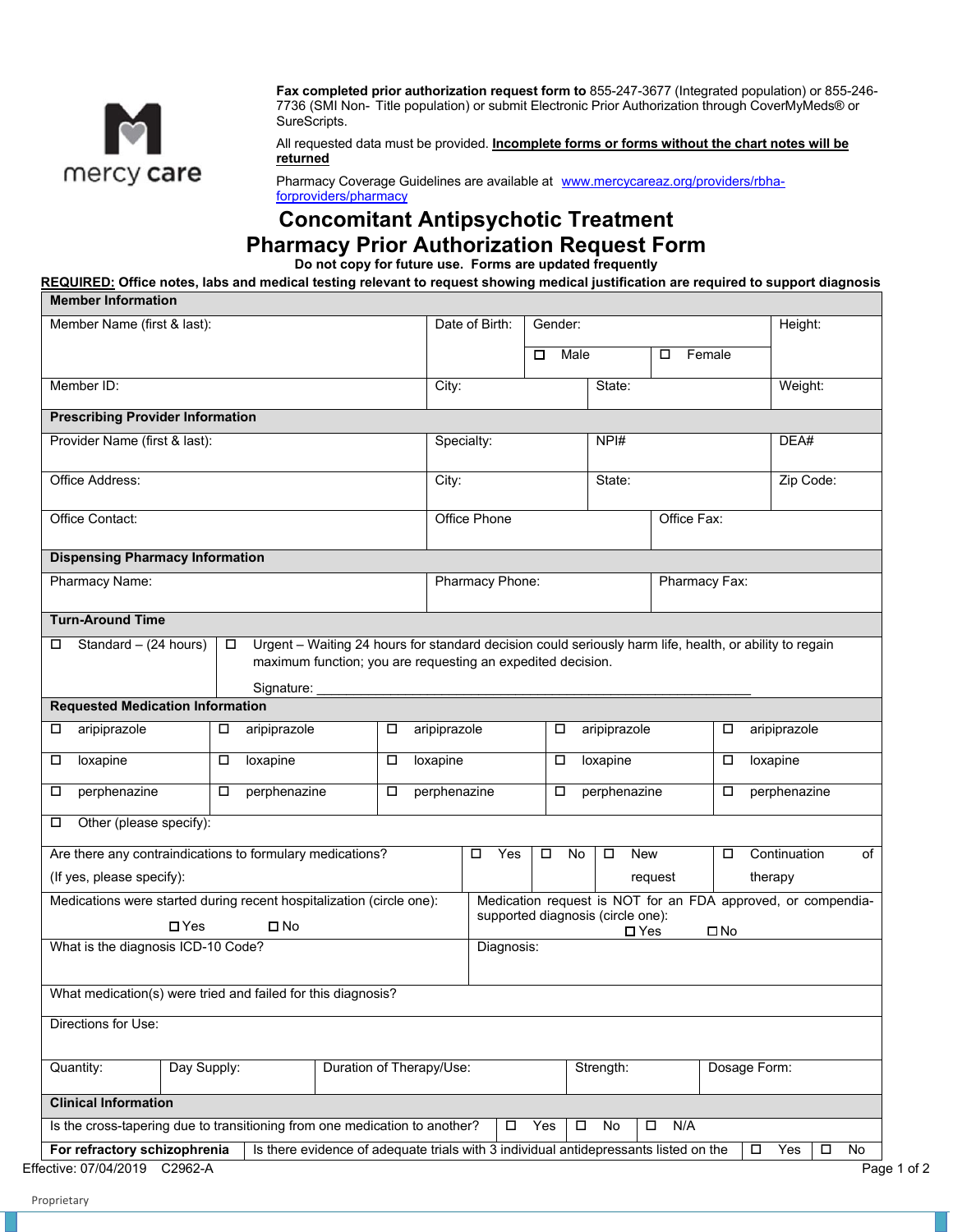mercy care

**Fax completed prior authorization request form to** 855-247-3677 (Integrated population) or 855-246-7736 (SMI Non- Title population) or submit Electronic Prior Authorization through CoverMyMeds® or SureScripts.

All requested data must be provided. **Incomplete forms or forms without the chart notes will be returned**

Pharmacy Coverage Guidelines are available at [www.mercycareaz.org/providers/rbha-forproviders/pharmacy](www.mercycareaz.org/providers/rbha-forproviders/pharmacy)

# Concomitant Antipsychotic Treatment
# Pharmacy Prior Authorization Request Form

**Do not copy for future use. Forms are updated frequently**

**REQUIRED: Office notes, labs and medical testing relevant to request showing medical justification are required to support diagnosis**

**Member Information**

| Member Name (first & last): | Date of Birth: | Gender: ☐ Male ☐ Female | Height: |
|---|---|---|---|
| Member ID: | City: | State: | Weight: |

**Prescribing Provider Information**

| Provider Name (first & last): | Specialty: | NPI# | DEA# |
|---|---|---|---|
| Office Address: | City: | State: | Zip Code: |
| Office Contact: | Office Phone | Office Fax: | |

**Dispensing Pharmacy Information**

| Pharmacy Name: | Pharmacy Phone: | Pharmacy Fax: |
|---|---|---|

**Turn-Around Time**

☐ Standard – (24 hours)

☐ Urgent – Waiting 24 hours for standard decision could seriously harm life, health, or ability to regain maximum function; you are requesting an expedited decision.

Signature: ______________________________

**Requested Medication Information**

| | | | | |
|---|---|---|---|---|
| ☐ aripiprazole | ☐ aripiprazole | ☐ aripiprazole | ☐ aripiprazole | ☐ aripiprazole |
| ☐ loxapine | ☐ loxapine | ☐ loxapine | ☐ loxapine | ☐ loxapine |
| ☐ perphenazine | ☐ perphenazine | ☐ perphenazine | ☐ perphenazine | ☐ perphenazine |

☐ Other (please specify):

| Are there any contraindications to formulary medications? (If yes, please specify): | ☐ Yes | ☐ No | ☐ New request | ☐ Continuation of therapy |
|---|---|---|---|---|

| Medications were started during recent hospitalization (circle one): ☐ Yes ☐ No | Medication request is NOT for an FDA approved, or compendia-supported diagnosis (circle one): ☐ Yes ☐ No |
|---|---|
| What is the diagnosis ICD-10 Code? | Diagnosis: |

What medication(s) were tried and failed for this diagnosis?

Directions for Use:

| Quantity: | Day Supply: | Duration of Therapy/Use: | Strength: | Dosage Form: |
|---|---|---|---|---|

**Clinical Information**

| Is the cross-tapering due to transitioning from one medication to another? | ☐ Yes | ☐ No | ☐ N/A |
|---|---|---|---|
| **For refractory schizophrenia** — Is there evidence of adequate trials with 3 individual antidepressants listed on the | ☐ Yes | ☐ No | |

Effective: 07/04/2019 C2962-A

Proprietary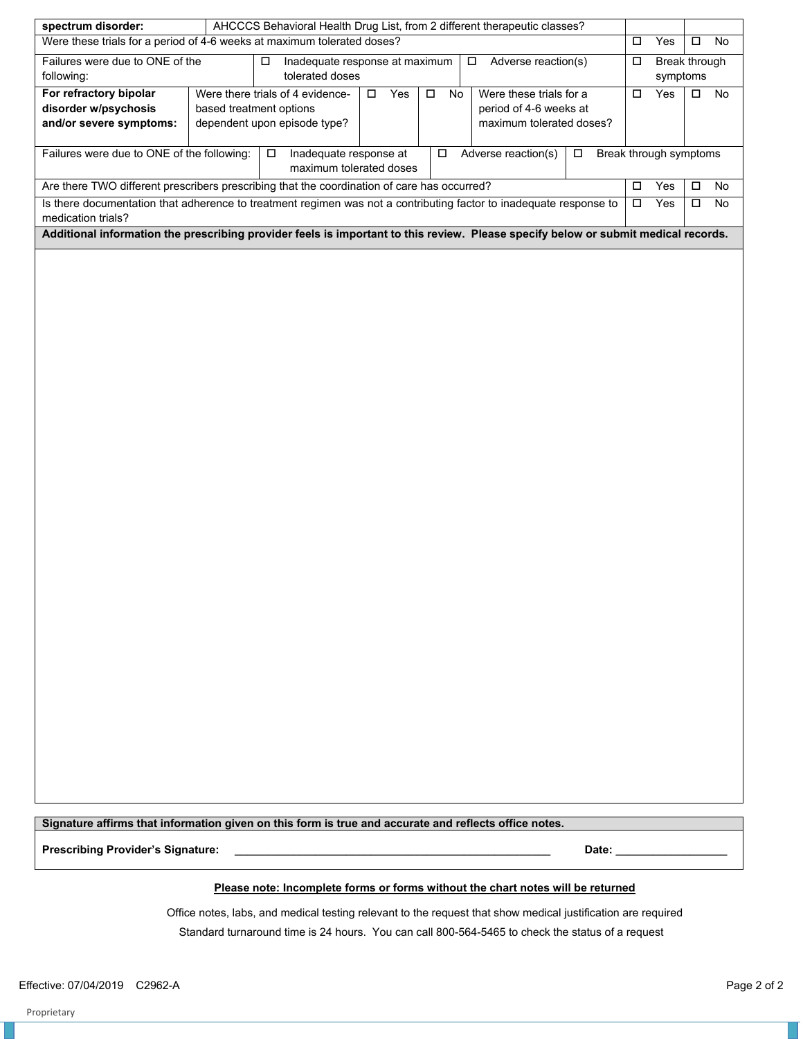| | | | | | | | |
|---|---|---|---|---|---|---|---|
| **spectrum disorder:** | AHCCCS Behavioral Health Drug List, from 2 different therapeutic classes? | | | | | | |
| Were these trials for a period of 4-6 weeks at maximum tolerated doses? | | | | | | ☐ Yes | ☐ No |
| Failures were due to ONE of the following: | ☐ Inadequate response at maximum tolerated doses | | ☐ Adverse reaction(s) | | | ☐ Break through symptoms | |
| **For refractory bipolar disorder w/psychosis and/or severe symptoms:** | Were there trials of 4 evidence-based treatment options dependent upon episode type? | ☐ Yes | ☐ No | Were these trials for a period of 4-6 weeks at maximum tolerated doses? | | ☐ Yes | ☐ No |
| Failures were due to ONE of the following: | ☐ Inadequate response at maximum tolerated doses | | ☐ Adverse reaction(s) | | ☐ Break through symptoms | | |
| Are there TWO different prescribers prescribing that the coordination of care has occurred? | | | | | | ☐ Yes | ☐ No |
| Is there documentation that adherence to treatment regimen was not a contributing factor to inadequate response to medication trials? | | | | | | ☐ Yes | ☐ No |

**Additional information the prescribing provider feels is important to this review. Please specify below or submit medical records.**

**Signature affirms that information given on this form is true and accurate and reflects office notes.**

**Prescribing Provider's Signature:** ______________________________ **Date:** ________________

**Please note: Incomplete forms or forms without the chart notes will be returned**

Office notes, labs, and medical testing relevant to the request that show medical justification are required

Standard turnaround time is 24 hours. You can call 800-564-5465 to check the status of a request

Effective: 07/04/2019 C2962-A

Proprietary